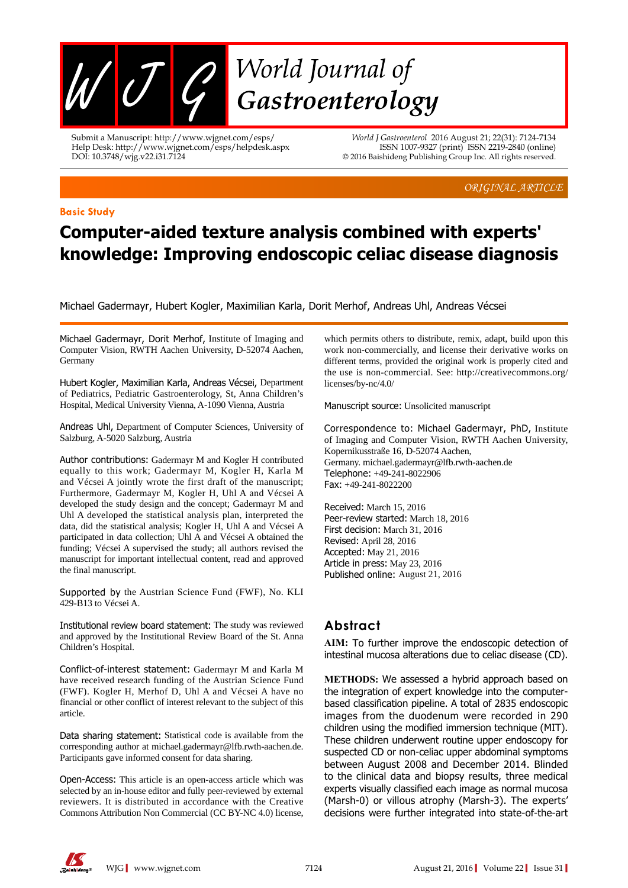Submit a Manuscript: http://www.wjgnet.com/esps/
Help Desk: http://www.wjgnet.com/esps/helpdesk.aspx
DOI: 10.3748/wjg.v22.i31.7124

*World J Gastroenterol* 2016 August 21; 22(31): 7124-7134
ISSN 1007-9327 (print) ISSN 2219-2840 (online)
© 2016 Baishideng Publishing Group Inc. All rights reserved.

*ORIGINAL ARTICLE*

**Basic Study**

# Computer-aided texture analysis combined with experts' knowledge: Improving endoscopic celiac disease diagnosis

Michael Gadermayr, Hubert Kogler, Maximilian Karla, Dorit Merhof, Andreas Uhl, Andreas Vécsei

Michael Gadermayr, Dorit Merhof, Institute of Imaging and Computer Vision, RWTH Aachen University, D-52074 Aachen, Germany

Hubert Kogler, Maximilian Karla, Andreas Vécsei, Department of Pediatrics, Pediatric Gastroenterology, St, Anna Children's Hospital, Medical University Vienna, A-1090 Vienna, Austria

Andreas Uhl, Department of Computer Sciences, University of Salzburg, A-5020 Salzburg, Austria

Author contributions: Gadermayr M and Kogler H contributed equally to this work; Gadermayr M, Kogler H, Karla M and Vécsei A jointly wrote the first draft of the manuscript; Furthermore, Gadermayr M, Kogler H, Uhl A and Vécsei A developed the study design and the concept; Gadermayr M and Uhl A developed the statistical analysis plan, interpreted the data, did the statistical analysis; Kogler H, Uhl A and Vécsei A participated in data collection; Uhl A and Vécsei A obtained the funding; Vécsei A supervised the study; all authors revised the manuscript for important intellectual content, read and approved the final manuscript.

Supported by the Austrian Science Fund (FWF), No. KLI 429-B13 to Vécsei A.

Institutional review board statement: The study was reviewed and approved by the Institutional Review Board of the St. Anna Children's Hospital.

Conflict-of-interest statement: Gadermayr M and Karla M have received research funding of the Austrian Science Fund (FWF). Kogler H, Merhof D, Uhl A and Vécsei A have no financial or other conflict of interest relevant to the subject of this article.

Data sharing statement: Statistical code is available from the corresponding author at michael.gadermayr@lfb.rwth-aachen.de. Participants gave informed consent for data sharing.

Open-Access: This article is an open-access article which was selected by an in-house editor and fully peer-reviewed by external reviewers. It is distributed in accordance with the Creative Commons Attribution Non Commercial (CC BY-NC 4.0) license, which permits others to distribute, remix, adapt, build upon this work non-commercially, and license their derivative works on different terms, provided the original work is properly cited and the use is non-commercial. See: http://creativecommons.org/licenses/by-nc/4.0/

Manuscript source: Unsolicited manuscript

Correspondence to: Michael Gadermayr, PhD, Institute of Imaging and Computer Vision, RWTH Aachen University, Kopernikusstraße 16, D-52074 Aachen, Germany. michael.gadermayr@lfb.rwth-aachen.de
Telephone: +49-241-8022906
Fax: +49-241-8022200

Received: March 15, 2016
Peer-review started: March 18, 2016
First decision: March 31, 2016
Revised: April 28, 2016
Accepted: May 21, 2016
Article in press: May 23, 2016
Published online: August 21, 2016

## Abstract

**AIM:** To further improve the endoscopic detection of intestinal mucosa alterations due to celiac disease (CD).

**METHODS:** We assessed a hybrid approach based on the integration of expert knowledge into the computer-based classification pipeline. A total of 2835 endoscopic images from the duodenum were recorded in 290 children using the modified immersion technique (MIT). These children underwent routine upper endoscopy for suspected CD or non-celiac upper abdominal symptoms between August 2008 and December 2014. Blinded to the clinical data and biopsy results, three medical experts visually classified each image as normal mucosa (Marsh-0) or villous atrophy (Marsh-3). The experts' decisions were further integrated into state-of-the-art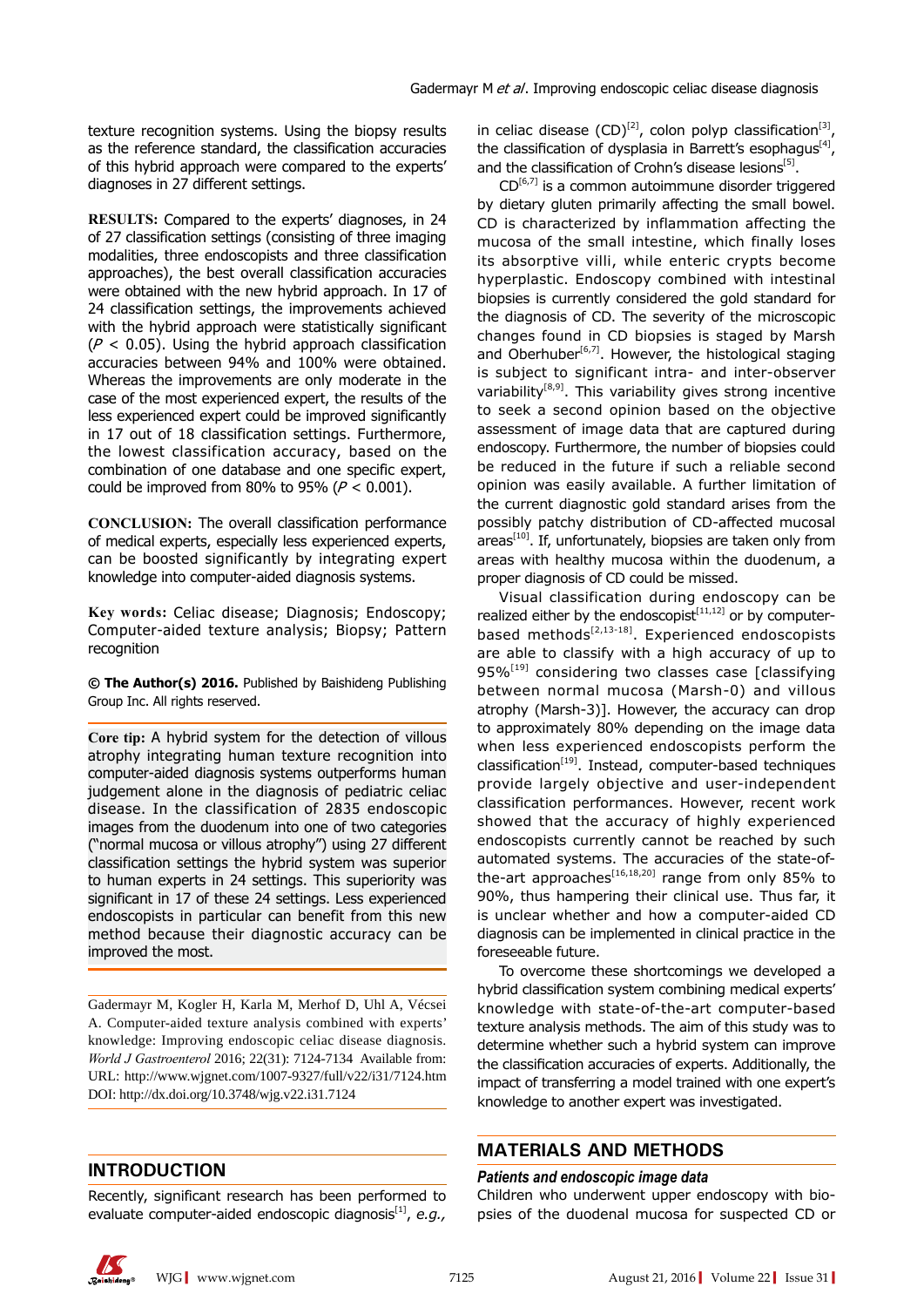texture recognition systems. Using the biopsy results as the reference standard, the classification accuracies of this hybrid approach were compared to the experts' diagnoses in 27 different settings.

**RESULTS:** Compared to the experts' diagnoses, in 24 of 27 classification settings (consisting of three imaging modalities, three endoscopists and three classification approaches), the best overall classification accuracies were obtained with the new hybrid approach. In 17 of 24 classification settings, the improvements achieved with the hybrid approach were statistically significant ($P < 0.05$). Using the hybrid approach classification accuracies between 94% and 100% were obtained. Whereas the improvements are only moderate in the case of the most experienced expert, the results of the less experienced expert could be improved significantly in 17 out of 18 classification settings. Furthermore, the lowest classification accuracy, based on the combination of one database and one specific expert, could be improved from 80% to 95% ($P < 0.001$).

**CONCLUSION:** The overall classification performance of medical experts, especially less experienced experts, can be boosted significantly by integrating expert knowledge into computer-aided diagnosis systems.

**Key words:** Celiac disease; Diagnosis; Endoscopy; Computer-aided texture analysis; Biopsy; Pattern recognition

**© The Author(s) 2016.** Published by Baishideng Publishing Group Inc. All rights reserved.

**Core tip:** A hybrid system for the detection of villous atrophy integrating human texture recognition into computer-aided diagnosis systems outperforms human judgement alone in the diagnosis of pediatric celiac disease. In the classification of 2835 endoscopic images from the duodenum into one of two categories ("normal mucosa or villous atrophy") using 27 different classification settings the hybrid system was superior to human experts in 24 settings. This superiority was significant in 17 of these 24 settings. Less experienced endoscopists in particular can benefit from this new method because their diagnostic accuracy can be improved the most.

Gadermayr M, Kogler H, Karla M, Merhof D, Uhl A, Vécsei A. Computer-aided texture analysis combined with experts' knowledge: Improving endoscopic celiac disease diagnosis. *World J Gastroenterol* 2016; 22(31): 7124-7134 Available from: URL: http://www.wjgnet.com/1007-9327/full/v22/i31/7124.htm DOI: http://dx.doi.org/10.3748/wjg.v22.i31.7124

## INTRODUCTION

Recently, significant research has been performed to evaluate computer-aided endoscopic diagnosis[1], *e.g.,* in celiac disease (CD)[2], colon polyp classification[3], the classification of dysplasia in Barrett's esophagus[4], and the classification of Crohn's disease lesions[5].

CD[6,7] is a common autoimmune disorder triggered by dietary gluten primarily affecting the small bowel. CD is characterized by inflammation affecting the mucosa of the small intestine, which finally loses its absorptive villi, while enteric crypts become hyperplastic. Endoscopy combined with intestinal biopsies is currently considered the gold standard for the diagnosis of CD. The severity of the microscopic changes found in CD biopsies is staged by Marsh and Oberhuber[6,7]. However, the histological staging is subject to significant intra- and inter-observer variability[8,9]. This variability gives strong incentive to seek a second opinion based on the objective assessment of image data that are captured during endoscopy. Furthermore, the number of biopsies could be reduced in the future if such a reliable second opinion was easily available. A further limitation of the current diagnostic gold standard arises from the possibly patchy distribution of CD-affected mucosal areas[10]. If, unfortunately, biopsies are taken only from areas with healthy mucosa within the duodenum, a proper diagnosis of CD could be missed.

Visual classification during endoscopy can be realized either by the endoscopist[11,12] or by computer-based methods[2,13-18]. Experienced endoscopists are able to classify with a high accuracy of up to 95%[19] considering two classes case [classifying between normal mucosa (Marsh-0) and villous atrophy (Marsh-3)]. However, the accuracy can drop to approximately 80% depending on the image data when less experienced endoscopists perform the classification[19]. Instead, computer-based techniques provide largely objective and user-independent classification performances. However, recent work showed that the accuracy of highly experienced endoscopists currently cannot be reached by such automated systems. The accuracies of the state-of-the-art approaches[16,18,20] range from only 85% to 90%, thus hampering their clinical use. Thus far, it is unclear whether and how a computer-aided CD diagnosis can be implemented in clinical practice in the foreseeable future.

To overcome these shortcomings we developed a hybrid classification system combining medical experts' knowledge with state-of-the-art computer-based texture analysis methods. The aim of this study was to determine whether such a hybrid system can improve the classification accuracies of experts. Additionally, the impact of transferring a model trained with one expert's knowledge to another expert was investigated.

## MATERIALS AND METHODS

### *Patients and endoscopic image data*

Children who underwent upper endoscopy with biopsies of the duodenal mucosa for suspected CD or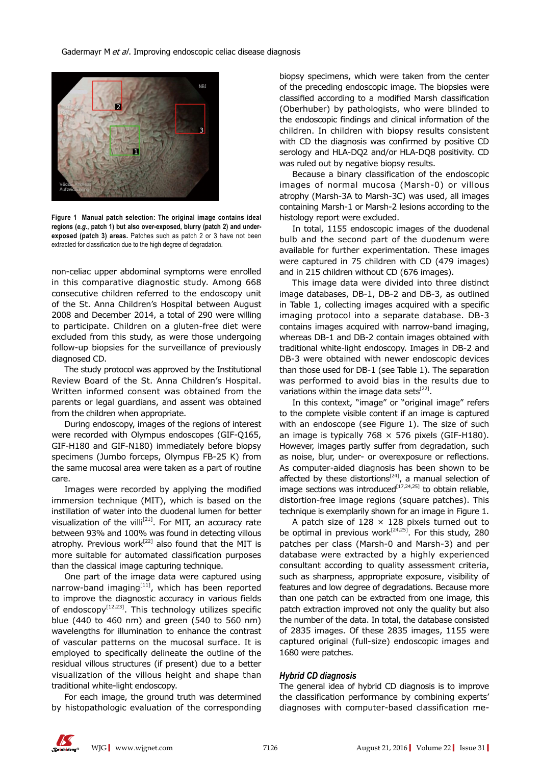**Figure 1 Manual patch selection: The original image contains ideal regions (*e.g.*, patch 1) but also over-exposed, blurry (patch 2) and under-exposed (patch 3) areas.** Patches such as patch 2 or 3 have not been extracted for classification due to the high degree of degradation.

non-celiac upper abdominal symptoms were enrolled in this comparative diagnostic study. Among 668 consecutive children referred to the endoscopy unit of the St. Anna Children's Hospital between August 2008 and December 2014, a total of 290 were willing to participate. Children on a gluten-free diet were excluded from this study, as were those undergoing follow-up biopsies for the surveillance of previously diagnosed CD.

The study protocol was approved by the Institutional Review Board of the St. Anna Children's Hospital. Written informed consent was obtained from the parents or legal guardians, and assent was obtained from the children when appropriate.

During endoscopy, images of the regions of interest were recorded with Olympus endoscopes (GIF-Q165, GIF-H180 and GIF-N180) immediately before biopsy specimens (Jumbo forceps, Olympus FB-25 K) from the same mucosal area were taken as a part of routine care.

Images were recorded by applying the modified immersion technique (MIT), which is based on the instillation of water into the duodenal lumen for better visualization of the villi[21]. For MIT, an accuracy rate between 93% and 100% was found in detecting villous atrophy. Previous work[22] also found that the MIT is more suitable for automated classification purposes than the classical image capturing technique.

One part of the image data were captured using narrow-band imaging[11], which has been reported to improve the diagnostic accuracy in various fields of endoscopy[12,23]. This technology utilizes specific blue (440 to 460 nm) and green (540 to 560 nm) wavelengths for illumination to enhance the contrast of vascular patterns on the mucosal surface. It is employed to specifically delineate the outline of the residual villous structures (if present) due to a better visualization of the villous height and shape than traditional white-light endoscopy.

For each image, the ground truth was determined by histopathologic evaluation of the corresponding biopsy specimens, which were taken from the center of the preceding endoscopic image. The biopsies were classified according to a modified Marsh classification (Oberhuber) by pathologists, who were blinded to the endoscopic findings and clinical information of the children. In children with biopsy results consistent with CD the diagnosis was confirmed by positive CD serology and HLA-DQ2 and/or HLA-DQ8 positivity. CD was ruled out by negative biopsy results.

Because a binary classification of the endoscopic images of normal mucosa (Marsh-0) or villous atrophy (Marsh-3A to Marsh-3C) was used, all images containing Marsh-1 or Marsh-2 lesions according to the histology report were excluded.

In total, 1155 endoscopic images of the duodenal bulb and the second part of the duodenum were available for further experimentation. These images were captured in 75 children with CD (479 images) and in 215 children without CD (676 images).

This image data were divided into three distinct image databases, DB-1, DB-2 and DB-3, as outlined in Table 1, collecting images acquired with a specific imaging protocol into a separate database. DB-3 contains images acquired with narrow-band imaging, whereas DB-1 and DB-2 contain images obtained with traditional white-light endoscopy. Images in DB-2 and DB-3 were obtained with newer endoscopic devices than those used for DB-1 (see Table 1). The separation was performed to avoid bias in the results due to variations within the image data sets[22].

In this context, "image" or "original image" refers to the complete visible content if an image is captured with an endoscope (see Figure 1). The size of such an image is typically 768 × 576 pixels (GIF-H180). However, images partly suffer from degradation, such as noise, blur, under- or overexposure or reflections. As computer-aided diagnosis has been shown to be affected by these distortions[24], a manual selection of image sections was introduced[17,24,25] to obtain reliable, distortion-free image regions (square patches). This technique is exemplarily shown for an image in Figure 1.

A patch size of 128 × 128 pixels turned out to be optimal in previous work[24,25]. For this study, 280 patches per class (Marsh-0 and Marsh-3) and per database were extracted by a highly experienced consultant according to quality assessment criteria, such as sharpness, appropriate exposure, visibility of features and low degree of degradations. Because more than one patch can be extracted from one image, this patch extraction improved not only the quality but also the number of the data. In total, the database consisted of 2835 images. Of these 2835 images, 1155 were captured original (full-size) endoscopic images and 1680 were patches.

### *Hybrid CD diagnosis*

The general idea of hybrid CD diagnosis is to improve the classification performance by combining experts' diagnoses with computer-based classification me-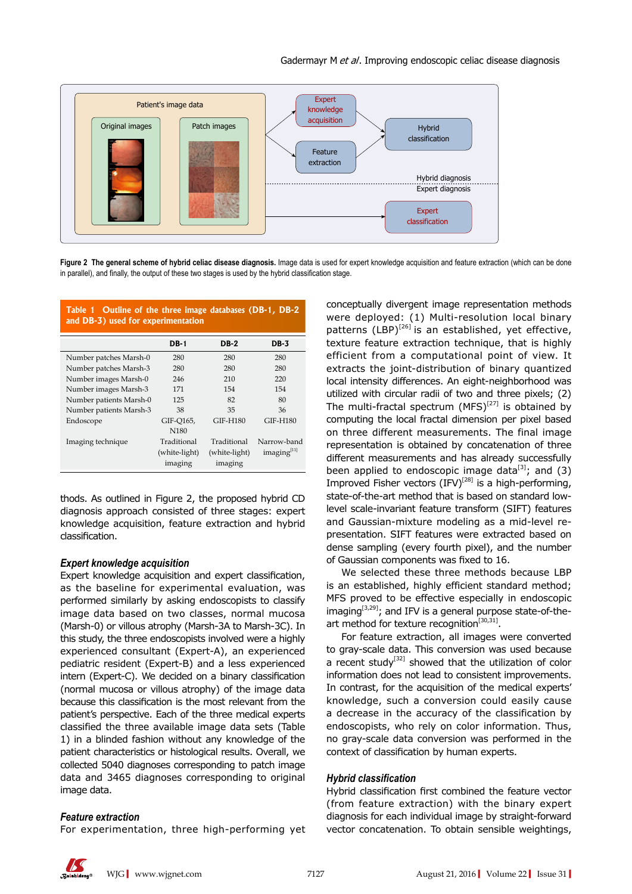Figure 2 **The general scheme of hybrid celiac disease diagnosis.** Image data is used for expert knowledge acquisition and feature extraction (which can be done in parallel), and finally, the output of these two stages is used by the hybrid classification stage.

**Table 1 Outline of the three image databases (DB-1, DB-2 and DB-3) used for experimentation**

| | DB-1 | DB-2 | DB-3 |
|---|---|---|---|
| Number patches Marsh-0 | 280 | 280 | 280 |
| Number patches Marsh-3 | 280 | 280 | 280 |
| Number images Marsh-0 | 246 | 210 | 220 |
| Number images Marsh-3 | 171 | 154 | 154 |
| Number patients Marsh-0 | 125 | 82 | 80 |
| Number patients Marsh-3 | 38 | 35 | 36 |
| Endoscope | GIF-Q165, N180 | GIF-H180 | GIF-H180 |
| Imaging technique | Traditional (white-light) imaging | Traditional (white-light) imaging | Narrow-band imaging[11] |

thods. As outlined in Figure 2, the proposed hybrid CD diagnosis approach consisted of three stages: expert knowledge acquisition, feature extraction and hybrid classification.

### *Expert knowledge acquisition*

Expert knowledge acquisition and expert classification, as the baseline for experimental evaluation, was performed similarly by asking endoscopists to classify image data based on two classes, normal mucosa (Marsh-0) or villous atrophy (Marsh-3A to Marsh-3C). In this study, the three endoscopists involved were a highly experienced consultant (Expert-A), an experienced pediatric resident (Expert-B) and a less experienced intern (Expert-C). We decided on a binary classification (normal mucosa or villous atrophy) of the image data because this classification is the most relevant from the patient's perspective. Each of the three medical experts classified the three available image data sets (Table 1) in a blinded fashion without any knowledge of the patient characteristics or histological results. Overall, we collected 5040 diagnoses corresponding to patch image data and 3465 diagnoses corresponding to original image data.

### *Feature extraction*

For experimentation, three high-performing yet conceptually divergent image representation methods were deployed: (1) Multi-resolution local binary patterns (LBP)[26] is an established, yet effective, texture feature extraction technique, that is highly efficient from a computational point of view. It extracts the joint-distribution of binary quantized local intensity differences. An eight-neighborhood was utilized with circular radii of two and three pixels; (2) The multi-fractal spectrum (MFS)[27] is obtained by computing the local fractal dimension per pixel based on three different measurements. The final image representation is obtained by concatenation of three different measurements and has already successfully been applied to endoscopic image data[3]; and (3) Improved Fisher vectors (IFV)[28] is a high-performing, state-of-the-art method that is based on standard low-level scale-invariant feature transform (SIFT) features and Gaussian-mixture modeling as a mid-level re-presentation. SIFT features were extracted based on dense sampling (every fourth pixel), and the number of Gaussian components was fixed to 16.

We selected these three methods because LBP is an established, highly efficient standard method; MFS proved to be effective especially in endoscopic imaging[3,29]; and IFV is a general purpose state-of-the-art method for texture recognition[30,31].

For feature extraction, all images were converted to gray-scale data. This conversion was used because a recent study[32] showed that the utilization of color information does not lead to consistent improvements. In contrast, for the acquisition of the medical experts' knowledge, such a conversion could easily cause a decrease in the accuracy of the classification by endoscopists, who rely on color information. Thus, no gray-scale data conversion was performed in the context of classification by human experts.

### *Hybrid classification*

Hybrid classification first combined the feature vector (from feature extraction) with the binary expert diagnosis for each individual image by straight-forward vector concatenation. To obtain sensible weightings,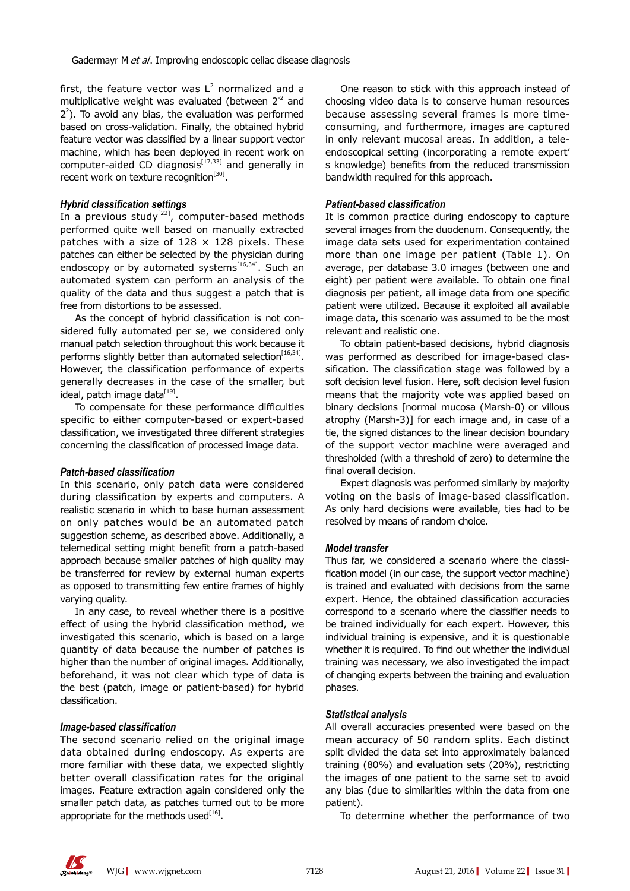first, the feature vector was $L^2$ normalized and a multiplicative weight was evaluated (between $2^{-2}$ and $2^2$). To avoid any bias, the evaluation was performed based on cross-validation. Finally, the obtained hybrid feature vector was classified by a linear support vector machine, which has been deployed in recent work on computer-aided CD diagnosis[17,33] and generally in recent work on texture recognition[30].

***Hybrid classification settings***

In a previous study[22], computer-based methods performed quite well based on manually extracted patches with a size of 128 × 128 pixels. These patches can either be selected by the physician during endoscopy or by automated systems[16,34]. Such an automated system can perform an analysis of the quality of the data and thus suggest a patch that is free from distortions to be assessed.

As the concept of hybrid classification is not considered fully automated per se, we considered only manual patch selection throughout this work because it performs slightly better than automated selection[16,34]. However, the classification performance of experts generally decreases in the case of the smaller, but ideal, patch image data[19].

To compensate for these performance difficulties specific to either computer-based or expert-based classification, we investigated three different strategies concerning the classification of processed image data.

***Patch-based classification***

In this scenario, only patch data were considered during classification by experts and computers. A realistic scenario in which to base human assessment on only patches would be an automated patch suggestion scheme, as described above. Additionally, a telemedical setting might benefit from a patch-based approach because smaller patches of high quality may be transferred for review by external human experts as opposed to transmitting few entire frames of highly varying quality.

In any case, to reveal whether there is a positive effect of using the hybrid classification method, we investigated this scenario, which is based on a large quantity of data because the number of patches is higher than the number of original images. Additionally, beforehand, it was not clear which type of data is the best (patch, image or patient-based) for hybrid classification.

***Image-based classification***

The second scenario relied on the original image data obtained during endoscopy. As experts are more familiar with these data, we expected slightly better overall classification rates for the original images. Feature extraction again considered only the smaller patch data, as patches turned out to be more appropriate for the methods used[16].

One reason to stick with this approach instead of choosing video data is to conserve human resources because assessing several frames is more time-consuming, and furthermore, images are captured in only relevant mucosal areas. In addition, a tele-endoscopical setting (incorporating a remote expert' s knowledge) benefits from the reduced transmission bandwidth required for this approach.

***Patient-based classification***

It is common practice during endoscopy to capture several images from the duodenum. Consequently, the image data sets used for experimentation contained more than one image per patient (Table 1). On average, per database 3.0 images (between one and eight) per patient were available. To obtain one final diagnosis per patient, all image data from one specific patient were utilized. Because it exploited all available image data, this scenario was assumed to be the most relevant and realistic one.

To obtain patient-based decisions, hybrid diagnosis was performed as described for image-based classification. The classification stage was followed by a soft decision level fusion. Here, soft decision level fusion means that the majority vote was applied based on binary decisions [normal mucosa (Marsh-0) or villous atrophy (Marsh-3)] for each image and, in case of a tie, the signed distances to the linear decision boundary of the support vector machine were averaged and thresholded (with a threshold of zero) to determine the final overall decision.

Expert diagnosis was performed similarly by majority voting on the basis of image-based classification. As only hard decisions were available, ties had to be resolved by means of random choice.

***Model transfer***

Thus far, we considered a scenario where the classification model (in our case, the support vector machine) is trained and evaluated with decisions from the same expert. Hence, the obtained classification accuracies correspond to a scenario where the classifier needs to be trained individually for each expert. However, this individual training is expensive, and it is questionable whether it is required. To find out whether the individual training was necessary, we also investigated the impact of changing experts between the training and evaluation phases.

***Statistical analysis***

All overall accuracies presented were based on the mean accuracy of 50 random splits. Each distinct split divided the data set into approximately balanced training (80%) and evaluation sets (20%), restricting the images of one patient to the same set to avoid any bias (due to similarities within the data from one patient).

To determine whether the performance of two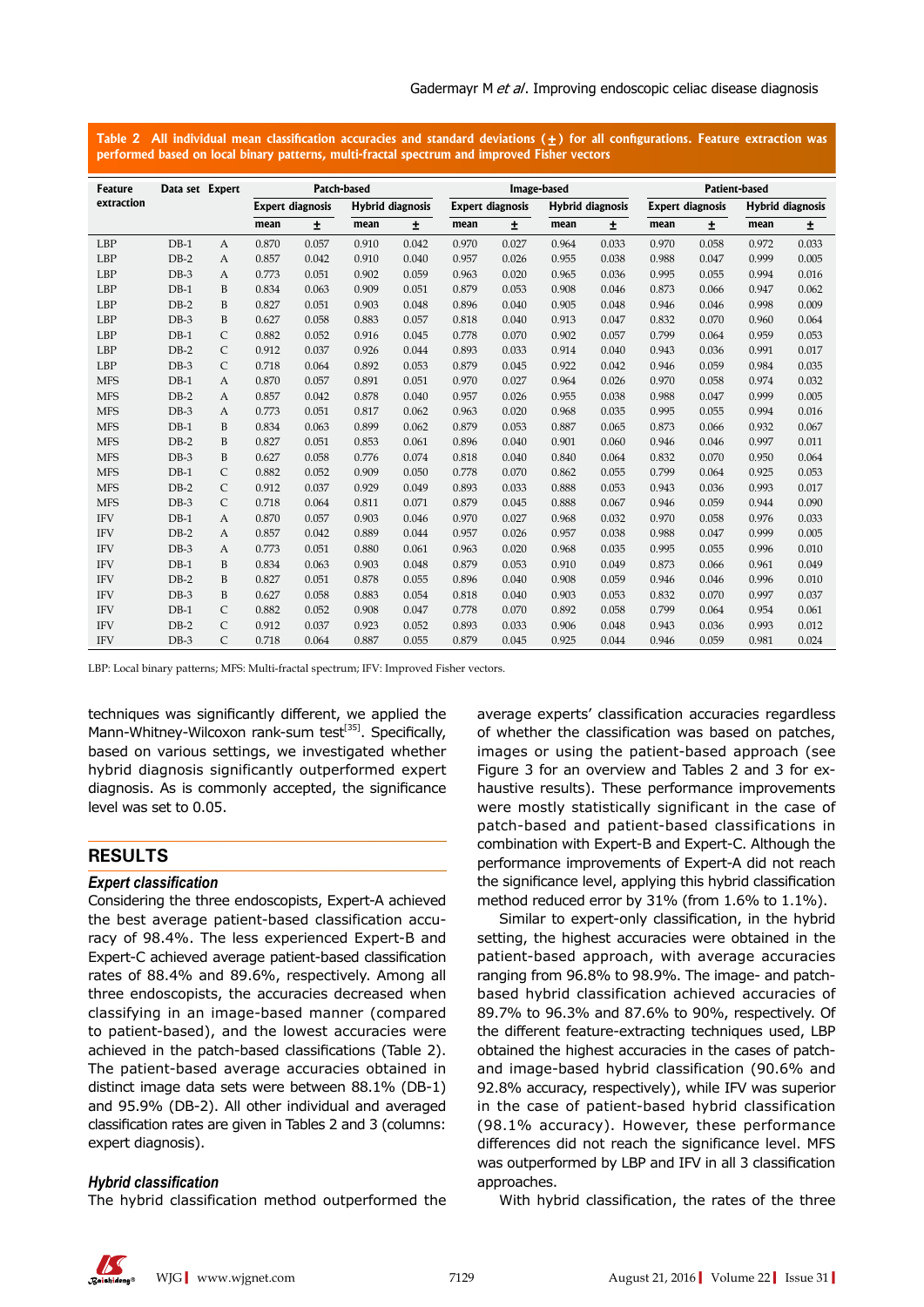**Table 2 All individual mean classification accuracies and standard deviations (±) for all configurations. Feature extraction was performed based on local binary patterns, multi-fractal spectrum and improved Fisher vectors**

| Feature extraction | Data set | Expert | Patch-based | | | | Image-based | | | | Patient-based | | | |
|---|---|---|---|---|---|---|---|---|---|---|---|---|---|---|
| | | | Expert diagnosis | | Hybrid diagnosis | | Expert diagnosis | | Hybrid diagnosis | | Expert diagnosis | | Hybrid diagnosis | |
| | | | mean | ± | mean | ± | mean | ± | mean | ± | mean | ± | mean | ± |
| LBP | DB-1 | A | 0.870 | 0.057 | 0.910 | 0.042 | 0.970 | 0.027 | 0.964 | 0.033 | 0.970 | 0.058 | 0.972 | 0.033 |
| LBP | DB-2 | A | 0.857 | 0.042 | 0.910 | 0.040 | 0.957 | 0.026 | 0.955 | 0.038 | 0.988 | 0.047 | 0.999 | 0.005 |
| LBP | DB-3 | A | 0.773 | 0.051 | 0.902 | 0.059 | 0.963 | 0.020 | 0.965 | 0.036 | 0.995 | 0.055 | 0.994 | 0.016 |
| LBP | DB-1 | B | 0.834 | 0.063 | 0.909 | 0.051 | 0.879 | 0.053 | 0.908 | 0.046 | 0.873 | 0.066 | 0.947 | 0.062 |
| LBP | DB-2 | B | 0.827 | 0.051 | 0.903 | 0.048 | 0.896 | 0.040 | 0.905 | 0.048 | 0.946 | 0.046 | 0.998 | 0.009 |
| LBP | DB-3 | B | 0.627 | 0.058 | 0.883 | 0.057 | 0.818 | 0.040 | 0.913 | 0.047 | 0.832 | 0.070 | 0.960 | 0.064 |
| LBP | DB-1 | C | 0.882 | 0.052 | 0.916 | 0.045 | 0.778 | 0.070 | 0.902 | 0.057 | 0.799 | 0.064 | 0.959 | 0.053 |
| LBP | DB-2 | C | 0.912 | 0.037 | 0.926 | 0.044 | 0.893 | 0.033 | 0.914 | 0.040 | 0.943 | 0.036 | 0.991 | 0.017 |
| LBP | DB-3 | C | 0.718 | 0.064 | 0.892 | 0.053 | 0.879 | 0.045 | 0.922 | 0.042 | 0.946 | 0.059 | 0.984 | 0.035 |
| MFS | DB-1 | A | 0.870 | 0.057 | 0.891 | 0.051 | 0.970 | 0.027 | 0.964 | 0.026 | 0.970 | 0.058 | 0.974 | 0.032 |
| MFS | DB-2 | A | 0.857 | 0.042 | 0.878 | 0.040 | 0.957 | 0.026 | 0.955 | 0.038 | 0.988 | 0.047 | 0.999 | 0.005 |
| MFS | DB-3 | A | 0.773 | 0.051 | 0.817 | 0.062 | 0.963 | 0.020 | 0.968 | 0.035 | 0.995 | 0.055 | 0.994 | 0.016 |
| MFS | DB-1 | B | 0.834 | 0.063 | 0.899 | 0.062 | 0.879 | 0.053 | 0.887 | 0.065 | 0.873 | 0.066 | 0.932 | 0.067 |
| MFS | DB-2 | B | 0.827 | 0.051 | 0.853 | 0.061 | 0.896 | 0.040 | 0.901 | 0.060 | 0.946 | 0.046 | 0.997 | 0.011 |
| MFS | DB-3 | B | 0.627 | 0.058 | 0.776 | 0.074 | 0.818 | 0.040 | 0.840 | 0.064 | 0.832 | 0.070 | 0.950 | 0.064 |
| MFS | DB-1 | C | 0.882 | 0.052 | 0.909 | 0.050 | 0.778 | 0.070 | 0.862 | 0.055 | 0.799 | 0.064 | 0.925 | 0.053 |
| MFS | DB-2 | C | 0.912 | 0.037 | 0.929 | 0.049 | 0.893 | 0.033 | 0.888 | 0.053 | 0.943 | 0.036 | 0.993 | 0.017 |
| MFS | DB-3 | C | 0.718 | 0.064 | 0.811 | 0.071 | 0.879 | 0.045 | 0.888 | 0.067 | 0.946 | 0.059 | 0.944 | 0.090 |
| IFV | DB-1 | A | 0.870 | 0.057 | 0.903 | 0.046 | 0.970 | 0.027 | 0.968 | 0.032 | 0.970 | 0.058 | 0.976 | 0.033 |
| IFV | DB-2 | A | 0.857 | 0.042 | 0.889 | 0.044 | 0.957 | 0.026 | 0.957 | 0.038 | 0.988 | 0.047 | 0.999 | 0.005 |
| IFV | DB-3 | A | 0.773 | 0.051 | 0.880 | 0.061 | 0.963 | 0.020 | 0.968 | 0.035 | 0.995 | 0.055 | 0.996 | 0.010 |
| IFV | DB-1 | B | 0.834 | 0.063 | 0.903 | 0.048 | 0.879 | 0.053 | 0.910 | 0.049 | 0.873 | 0.066 | 0.961 | 0.049 |
| IFV | DB-2 | B | 0.827 | 0.051 | 0.878 | 0.055 | 0.896 | 0.040 | 0.908 | 0.059 | 0.946 | 0.046 | 0.996 | 0.010 |
| IFV | DB-3 | B | 0.627 | 0.058 | 0.883 | 0.054 | 0.818 | 0.040 | 0.903 | 0.053 | 0.832 | 0.070 | 0.997 | 0.037 |
| IFV | DB-1 | C | 0.882 | 0.052 | 0.908 | 0.047 | 0.778 | 0.070 | 0.892 | 0.058 | 0.799 | 0.064 | 0.954 | 0.061 |
| IFV | DB-2 | C | 0.912 | 0.037 | 0.923 | 0.052 | 0.893 | 0.033 | 0.906 | 0.048 | 0.943 | 0.036 | 0.993 | 0.012 |
| IFV | DB-3 | C | 0.718 | 0.064 | 0.887 | 0.055 | 0.879 | 0.045 | 0.925 | 0.044 | 0.946 | 0.059 | 0.981 | 0.024 |

LBP: Local binary patterns; MFS: Multi-fractal spectrum; IFV: Improved Fisher vectors.

techniques was significantly different, we applied the Mann-Whitney-Wilcoxon rank-sum test[35]. Specifically, based on various settings, we investigated whether hybrid diagnosis significantly outperformed expert diagnosis. As is commonly accepted, the significance level was set to 0.05.

## RESULTS

### *Expert classification*

Considering the three endoscopists, Expert-A achieved the best average patient-based classification accuracy of 98.4%. The less experienced Expert-B and Expert-C achieved average patient-based classification rates of 88.4% and 89.6%, respectively. Among all three endoscopists, the accuracies decreased when classifying in an image-based manner (compared to patient-based), and the lowest accuracies were achieved in the patch-based classifications (Table 2). The patient-based average accuracies obtained in distinct image data sets were between 88.1% (DB-1) and 95.9% (DB-2). All other individual and averaged classification rates are given in Tables 2 and 3 (columns: expert diagnosis).

### *Hybrid classification*

The hybrid classification method outperformed the average experts' classification accuracies regardless of whether the classification was based on patches, images or using the patient-based approach (see Figure 3 for an overview and Tables 2 and 3 for exhaustive results). These performance improvements were mostly statistically significant in the case of patch-based and patient-based classifications in combination with Expert-B and Expert-C. Although the performance improvements of Expert-A did not reach the significance level, applying this hybrid classification method reduced error by 31% (from 1.6% to 1.1%).

Similar to expert-only classification, in the hybrid setting, the highest accuracies were obtained in the patient-based approach, with average accuracies ranging from 96.8% to 98.9%. The image- and patch-based hybrid classification achieved accuracies of 89.7% to 96.3% and 87.6% to 90%, respectively. Of the different feature-extracting techniques used, LBP obtained the highest accuracies in the cases of patch- and image-based hybrid classification (90.6% and 92.8% accuracy, respectively), while IFV was superior in the case of patient-based hybrid classification (98.1% accuracy). However, these performance differences did not reach the significance level. MFS was outperformed by LBP and IFV in all 3 classification approaches.

With hybrid classification, the rates of the three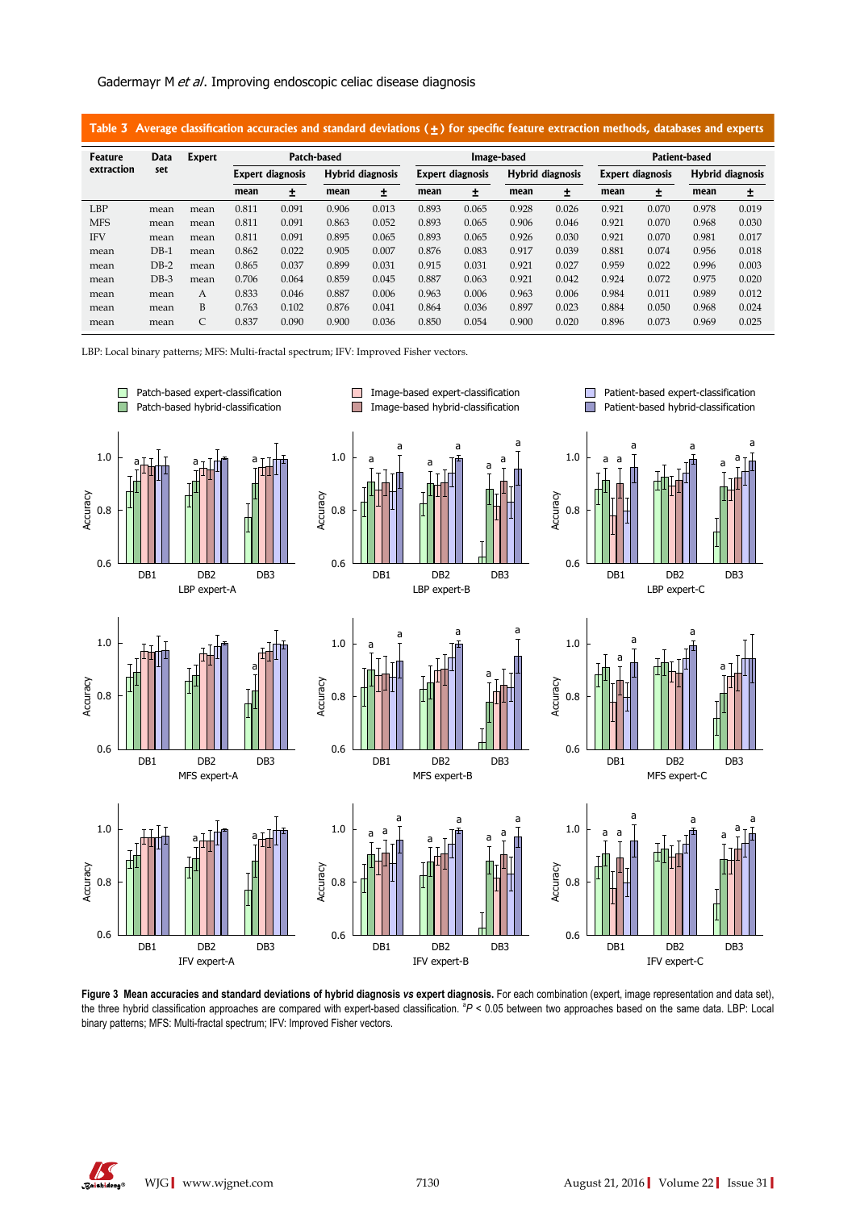**Table 3 Average classification accuracies and standard deviations (±) for specific feature extraction methods, databases and experts**

| Feature extraction | Data set | Expert | Patch-based | | | | Image-based | | | | Patient-based | | | |
|---|---|---|---|---|---|---|---|---|---|---|---|---|---|---|
| | | | Expert diagnosis | | Hybrid diagnosis | | Expert diagnosis | | Hybrid diagnosis | | Expert diagnosis | | Hybrid diagnosis | |
| | | | mean | ± | mean | ± | mean | ± | mean | ± | mean | ± | mean | ± |
| LBP | mean | mean | 0.811 | 0.091 | 0.906 | 0.013 | 0.893 | 0.065 | 0.928 | 0.026 | 0.921 | 0.070 | 0.978 | 0.019 |
| MFS | mean | mean | 0.811 | 0.091 | 0.863 | 0.052 | 0.893 | 0.065 | 0.906 | 0.046 | 0.921 | 0.070 | 0.968 | 0.030 |
| IFV | mean | mean | 0.811 | 0.091 | 0.895 | 0.065 | 0.893 | 0.065 | 0.926 | 0.030 | 0.921 | 0.070 | 0.981 | 0.017 |
| mean | DB-1 | mean | 0.862 | 0.022 | 0.905 | 0.007 | 0.876 | 0.083 | 0.917 | 0.039 | 0.881 | 0.074 | 0.956 | 0.018 |
| mean | DB-2 | mean | 0.865 | 0.037 | 0.899 | 0.031 | 0.915 | 0.031 | 0.921 | 0.027 | 0.959 | 0.022 | 0.996 | 0.003 |
| mean | DB-3 | mean | 0.706 | 0.064 | 0.859 | 0.045 | 0.887 | 0.063 | 0.921 | 0.042 | 0.924 | 0.072 | 0.975 | 0.020 |
| mean | mean | A | 0.833 | 0.046 | 0.887 | 0.006 | 0.963 | 0.006 | 0.963 | 0.006 | 0.984 | 0.011 | 0.989 | 0.012 |
| mean | mean | B | 0.763 | 0.102 | 0.876 | 0.041 | 0.864 | 0.036 | 0.897 | 0.023 | 0.884 | 0.050 | 0.968 | 0.024 |
| mean | mean | C | 0.837 | 0.090 | 0.900 | 0.036 | 0.850 | 0.054 | 0.900 | 0.020 | 0.896 | 0.073 | 0.969 | 0.025 |

LBP: Local binary patterns; MFS: Multi-fractal spectrum; IFV: Improved Fisher vectors.

**Figure 3 Mean accuracies and standard deviations of hybrid diagnosis *vs* expert diagnosis.** For each combination (expert, image representation and data set), the three hybrid classification approaches are compared with expert-based classification. [a]$P < 0.05$ between two approaches based on the same data. LBP: Local binary patterns; MFS: Multi-fractal spectrum; IFV: Improved Fisher vectors.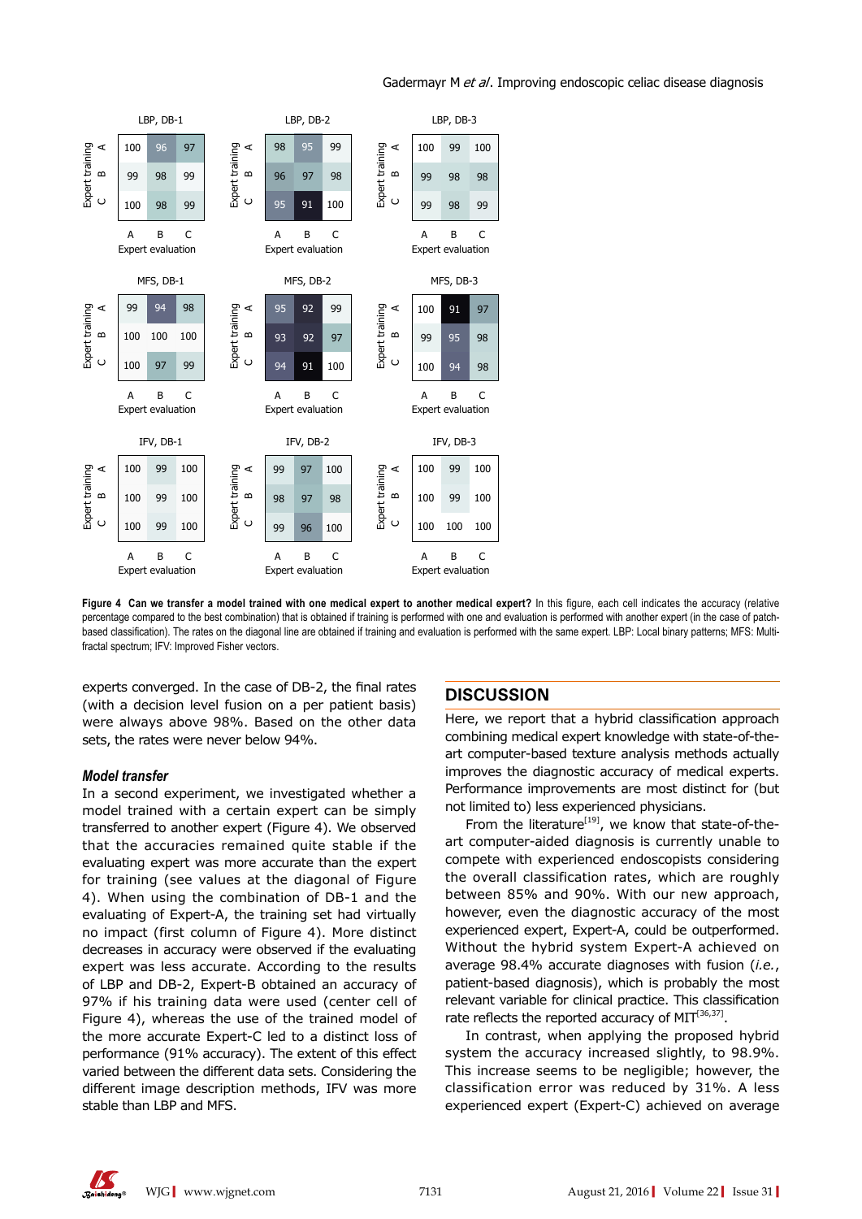| LBP, DB-1 | A | B | C |
|---|---|---|---|
| A | 100 | 96 | 97 |
| B | 99 | 98 | 99 |
| C | 100 | 98 | 99 |

| LBP, DB-2 | A | B | C |
|---|---|---|---|
| A | 98 | 95 | 99 |
| B | 96 | 97 | 98 |
| C | 95 | 91 | 100 |

| LBP, DB-3 | A | B | C |
|---|---|---|---|
| A | 100 | 99 | 100 |
| B | 99 | 98 | 98 |
| C | 99 | 98 | 99 |

| MFS, DB-1 | A | B | C |
|---|---|---|---|
| A | 99 | 94 | 98 |
| B | 100 | 100 | 100 |
| C | 100 | 97 | 99 |

| MFS, DB-2 | A | B | C |
|---|---|---|---|
| A | 95 | 92 | 99 |
| B | 93 | 92 | 97 |
| C | 94 | 91 | 100 |

| MFS, DB-3 | A | B | C |
|---|---|---|---|
| A | 100 | 91 | 97 |
| B | 99 | 95 | 98 |
| C | 100 | 94 | 98 |

| IFV, DB-1 | A | B | C |
|---|---|---|---|
| A | 100 | 99 | 100 |
| B | 100 | 99 | 100 |
| C | 100 | 99 | 100 |

| IFV, DB-2 | A | B | C |
|---|---|---|---|
| A | 99 | 97 | 100 |
| B | 98 | 97 | 98 |
| C | 99 | 96 | 100 |

| IFV, DB-3 | A | B | C |
|---|---|---|---|
| A | 100 | 99 | 100 |
| B | 100 | 99 | 100 |
| C | 100 | 100 | 100 |

(Rows: Expert training; Columns: Expert evaluation)

**Figure 4 Can we transfer a model trained with one medical expert to another medical expert?** In this figure, each cell indicates the accuracy (relative percentage compared to the best combination) that is obtained if training is performed with one and evaluation is performed with another expert (in the case of patch-based classification). The rates on the diagonal line are obtained if training and evaluation is performed with the same expert. LBP: Local binary patterns; MFS: Multi-fractal spectrum; IFV: Improved Fisher vectors.

experts converged. In the case of DB-2, the final rates (with a decision level fusion on a per patient basis) were always above 98%. Based on the other data sets, the rates were never below 94%.

### *Model transfer*

In a second experiment, we investigated whether a model trained with a certain expert can be simply transferred to another expert (Figure 4). We observed that the accuracies remained quite stable if the evaluating expert was more accurate than the expert for training (see values at the diagonal of Figure 4). When using the combination of DB-1 and the evaluating of Expert-A, the training set had virtually no impact (first column of Figure 4). More distinct decreases in accuracy were observed if the evaluating expert was less accurate. According to the results of LBP and DB-2, Expert-B obtained an accuracy of 97% if his training data were used (center cell of Figure 4), whereas the use of the trained model of the more accurate Expert-C led to a distinct loss of performance (91% accuracy). The extent of this effect varied between the different data sets. Considering the different image description methods, IFV was more stable than LBP and MFS.

## DISCUSSION

Here, we report that a hybrid classification approach combining medical expert knowledge with state-of-the-art computer-based texture analysis methods actually improves the diagnostic accuracy of medical experts. Performance improvements are most distinct for (but not limited to) less experienced physicians.

From the literature[19], we know that state-of-the-art computer-aided diagnosis is currently unable to compete with experienced endoscopists considering the overall classification rates, which are roughly between 85% and 90%. With our new approach, however, even the diagnostic accuracy of the most experienced expert, Expert-A, could be outperformed. Without the hybrid system Expert-A achieved on average 98.4% accurate diagnoses with fusion (*i.e.*, patient-based diagnosis), which is probably the most relevant variable for clinical practice. This classification rate reflects the reported accuracy of MIT[36,37].

In contrast, when applying the proposed hybrid system the accuracy increased slightly, to 98.9%. This increase seems to be negligible; however, the classification error was reduced by 31%. A less experienced expert (Expert-C) achieved on average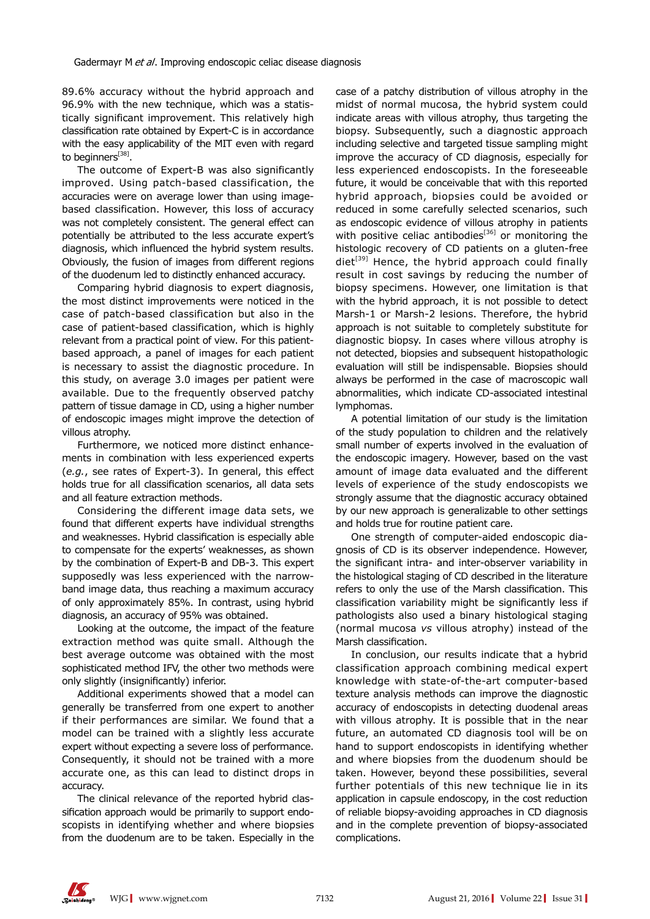89.6% accuracy without the hybrid approach and 96.9% with the new technique, which was a statistically significant improvement. This relatively high classification rate obtained by Expert-C is in accordance with the easy applicability of the MIT even with regard to beginners[38].

The outcome of Expert-B was also significantly improved. Using patch-based classification, the accuracies were on average lower than using image-based classification. However, this loss of accuracy was not completely consistent. The general effect can potentially be attributed to the less accurate expert's diagnosis, which influenced the hybrid system results. Obviously, the fusion of images from different regions of the duodenum led to distinctly enhanced accuracy.

Comparing hybrid diagnosis to expert diagnosis, the most distinct improvements were noticed in the case of patch-based classification but also in the case of patient-based classification, which is highly relevant from a practical point of view. For this patient-based approach, a panel of images for each patient is necessary to assist the diagnostic procedure. In this study, on average 3.0 images per patient were available. Due to the frequently observed patchy pattern of tissue damage in CD, using a higher number of endoscopic images might improve the detection of villous atrophy.

Furthermore, we noticed more distinct enhancements in combination with less experienced experts (*e.g.*, see rates of Expert-3). In general, this effect holds true for all classification scenarios, all data sets and all feature extraction methods.

Considering the different image data sets, we found that different experts have individual strengths and weaknesses. Hybrid classification is especially able to compensate for the experts' weaknesses, as shown by the combination of Expert-B and DB-3. This expert supposedly was less experienced with the narrow-band image data, thus reaching a maximum accuracy of only approximately 85%. In contrast, using hybrid diagnosis, an accuracy of 95% was obtained.

Looking at the outcome, the impact of the feature extraction method was quite small. Although the best average outcome was obtained with the most sophisticated method IFV, the other two methods were only slightly (insignificantly) inferior.

Additional experiments showed that a model can generally be transferred from one expert to another if their performances are similar. We found that a model can be trained with a slightly less accurate expert without expecting a severe loss of performance. Consequently, it should not be trained with a more accurate one, as this can lead to distinct drops in accuracy.

The clinical relevance of the reported hybrid classification approach would be primarily to support endoscopists in identifying whether and where biopsies from the duodenum are to be taken. Especially in the case of a patchy distribution of villous atrophy in the midst of normal mucosa, the hybrid system could indicate areas with villous atrophy, thus targeting the biopsy. Subsequently, such a diagnostic approach including selective and targeted tissue sampling might improve the accuracy of CD diagnosis, especially for less experienced endoscopists. In the foreseeable future, it would be conceivable that with this reported hybrid approach, biopsies could be avoided or reduced in some carefully selected scenarios, such as endoscopic evidence of villous atrophy in patients with positive celiac antibodies[36] or monitoring the histologic recovery of CD patients on a gluten-free diet[39] Hence, the hybrid approach could finally result in cost savings by reducing the number of biopsy specimens. However, one limitation is that with the hybrid approach, it is not possible to detect Marsh-1 or Marsh-2 lesions. Therefore, the hybrid approach is not suitable to completely substitute for diagnostic biopsy. In cases where villous atrophy is not detected, biopsies and subsequent histopathologic evaluation will still be indispensable. Biopsies should always be performed in the case of macroscopic wall abnormalities, which indicate CD-associated intestinal lymphomas.

A potential limitation of our study is the limitation of the study population to children and the relatively small number of experts involved in the evaluation of the endoscopic imagery. However, based on the vast amount of image data evaluated and the different levels of experience of the study endoscopists we strongly assume that the diagnostic accuracy obtained by our new approach is generalizable to other settings and holds true for routine patient care.

One strength of computer-aided endoscopic diagnosis of CD is its observer independence. However, the significant intra- and inter-observer variability in the histological staging of CD described in the literature refers to only the use of the Marsh classification. This classification variability might be significantly less if pathologists also used a binary histological staging (normal mucosa *vs* villous atrophy) instead of the Marsh classification.

In conclusion, our results indicate that a hybrid classification approach combining medical expert knowledge with state-of-the-art computer-based texture analysis methods can improve the diagnostic accuracy of endoscopists in detecting duodenal areas with villous atrophy. It is possible that in the near future, an automated CD diagnosis tool will be on hand to support endoscopists in identifying whether and where biopsies from the duodenum should be taken. However, beyond these possibilities, several further potentials of this new technique lie in its application in capsule endoscopy, in the cost reduction of reliable biopsy-avoiding approaches in CD diagnosis and in the complete prevention of biopsy-associated complications.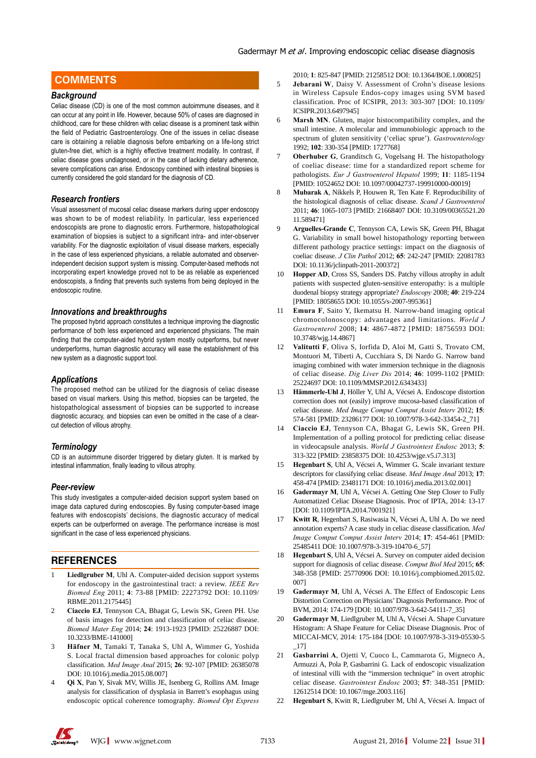## COMMENTS

### Background

Celiac disease (CD) is one of the most common autoimmune diseases, and it can occur at any point in life. However, because 50% of cases are diagnosed in childhood, care for these children with celiac disease is a prominent task within the field of Pediatric Gastroenterology. One of the issues in celiac disease care is obtaining a reliable diagnosis before embarking on a life-long strict gluten-free diet, which is a highly effective treatment modality. In contrast, if celiac disease goes undiagnosed, or in the case of lacking dietary adherence, severe complications can arise. Endoscopy combined with intestinal biopsies is currently considered the gold standard for the diagnosis of CD.

### Research frontiers

Visual assessment of mucosal celiac disease markers during upper endoscopy was shown to be of modest reliability. In particular, less experienced endoscopists are prone to diagnostic errors. Furthermore, histopathological examination of biopsies is subject to a significant intra- and inter-observer variability. For the diagnostic exploitation of visual disease markers, especially in the case of less experienced physicians, a reliable automated and observer-independent decision support system is missing. Computer-based methods not incorporating expert knowledge proved not to be as reliable as experienced endoscopists, a finding that prevents such systems from being deployed in the endoscopic routine.

### Innovations and breakthroughs

The proposed hybrid approach constitutes a technique improving the diagnostic performance of both less experienced and experienced physicians. The main finding that the computer-aided hybrid system mostly outperforms, but never underperforms, human diagnostic accuracy will ease the establishment of this new system as a diagnostic support tool.

### Applications

The proposed method can be utilized for the diagnosis of celiac disease based on visual markers. Using this method, biopsies can be targeted, the histopathological assessment of biopsies can be supported to increase diagnostic accuracy, and biopsies can even be omitted in the case of a clear-cut detection of villous atrophy.

### Terminology

CD is an autoimmune disorder triggered by dietary gluten. It is marked by intestinal inflammation, finally leading to villous atrophy.

### Peer-review

This study investigates a computer-aided decision support system based on image data captured during endoscopies. By fusing computer-based image features with endoscopists' decisions, the diagnostic accuracy of medical experts can be outperformed on average. The performance increase is most significant in the case of less experienced physicians.

## REFERENCES

1. **Liedlgruber M**, Uhl A. Computer-aided decision support systems for endoscopy in the gastrointestinal tract: a review. *IEEE Rev Biomed Eng* 2011; **4**: 73-88 [PMID: 22273792 DOI: 10.1109/RBME.2011.2175445]
2. **Ciaccio EJ**, Tennyson CA, Bhagat G, Lewis SK, Green PH. Use of basis images for detection and classification of celiac disease. *Biomed Mater Eng* 2014; **24**: 1913-1923 [PMID: 25226887 DOI: 10.3233/BME-141000]
3. **Häfner M**, Tamaki T, Tanaka S, Uhl A, Wimmer G, Yoshida S. Local fractal dimension based approaches for colonic polyp classification. *Med Image Anal* 2015; **26**: 92-107 [PMID: 26385078 DOI: 10.1016/j.media.2015.08.007]
4. **Qi X**, Pan Y, Sivak MV, Willis JE, Isenberg G, Rollins AM. Image analysis for classification of dysplasia in Barrett's esophagus using endoscopic optical coherence tomography. *Biomed Opt Express* 2010; **1**: 825-847 [PMID: 21258512 DOI: 10.1364/BOE.1.000825]
5. **Jebarani W**, Daisy V. Assessment of Crohn's disease lesions in Wireless Capsule Endos-copy images using SVM based classification. Proc of ICSIPR, 2013: 303-307 [DOI: 10.1109/ICSIPR.2013.6497945]
6. **Marsh MN**. Gluten, major histocompatibility complex, and the small intestine. A molecular and immunobiologic approach to the spectrum of gluten sensitivity ('celiac sprue'). *Gastroenterology* 1992; **102**: 330-354 [PMID: 1727768]
7. **Oberhuber G**, Granditsch G, Vogelsang H. The histopathology of coeliac disease: time for a standardized report scheme for pathologists. *Eur J Gastroenterol Hepatol* 1999; **11**: 1185-1194 [PMID: 10524652 DOI: 10.1097/00042737-199910000-00019]
8. **Mubarak A**, Nikkels P, Houwen R, Ten Kate F. Reproducibility of the histological diagnosis of celiac disease. *Scand J Gastroenterol* 2011; **46**: 1065-1073 [PMID: 21668407 DOI: 10.3109/00365521.2011.589471]
9. **Arguelles-Grande C**, Tennyson CA, Lewis SK, Green PH, Bhagat G. Variability in small bowel histopathology reporting between different pathology practice settings: impact on the diagnosis of coeliac disease. *J Clin Pathol* 2012; **65**: 242-247 [PMID: 22081783 DOI: 10.1136/jclinpath-2011-200372]
10. **Hopper AD**, Cross SS, Sanders DS. Patchy villous atrophy in adult patients with suspected gluten-sensitive enteropathy: is a multiple duodenal biopsy strategy appropriate? *Endoscopy* 2008; **40**: 219-224 [PMID: 18058655 DOI: 10.1055/s-2007-995361]
11. **Emura F**, Saito Y, Ikematsu H. Narrow-band imaging optical chromocolonoscopy: advantages and limitations. *World J Gastroenterol* 2008; **14**: 4867-4872 [PMID: 18756593 DOI: 10.3748/wjg.14.4867]
12. **Valitutti F**, Oliva S, Iorfida D, Aloi M, Gatti S, Trovato CM, Montuori M, Tiberti A, Cucchiara S, Di Nardo G. Narrow band imaging combined with water immersion technique in the diagnosis of celiac disease. *Dig Liver Dis* 2014; **46**: 1099-1102 [PMID: 25224697 DOI: 10.1109/MMSP.2012.6343433]
13. **Hämmerle-Uhl J**, Höller Y, Uhl A, Vécsei A. Endoscope distortion correction does not (easily) improve mucosa-based classification of celiac disease. *Med Image Comput Comput Assist Interv* 2012; **15**: 574-581 [PMID: 23286177 DOI: 10.1007/978-3-642-33454-2_71]
14. **Ciaccio EJ**, Tennyson CA, Bhagat G, Lewis SK, Green PH. Implementation of a polling protocol for predicting celiac disease in videocapsule analysis. *World J Gastrointest Endosc* 2013; **5**: 313-322 [PMID: 23858375 DOI: 10.4253/wjge.v5.i7.313]
15. **Hegenbart S**, Uhl A, Vécsei A, Wimmer G. Scale invariant texture descriptors for classifying celiac disease. *Med Image Anal* 2013; **17**: 458-474 [PMID: 23481171 DOI: 10.1016/j.media.2013.02.001]
16. **Gadermayr M**, Uhl A, Vécsei A. Getting One Step Closer to Fully Automatized Celiac Disease Diagnosis. Proc of IPTA, 2014: 13-17 [DOI: 10.1109/IPTA.2014.7001921]
17. **Kwitt R**, Hegenbart S, Rasiwasia N, Vécsei A, Uhl A. Do we need annotation experts? A case study in celiac disease classification. *Med Image Comput Comput Assist Interv* 2014; **17**: 454-461 [PMID: 25485411 DOI: 10.1007/978-3-319-10470-6_57]
18. **Hegenbart S**, Uhl A, Vécsei A. Survey on computer aided decision support for diagnosis of celiac disease. *Comput Biol Med* 2015; **65**: 348-358 [PMID: 25770906 DOI: 10.1016/j.compbiomed.2015.02.007]
19. **Gadermayr M**, Uhl A, Vécsei A. The Effect of Endoscopic Lens Distortion Correction on Physicians' Diagnosis Performance. Proc of BVM, 2014: 174-179 [DOI: 10.1007/978-3-642-54111-7_35]
20. **Gadermayr M**, Liedlgruber M, Uhl A, Vécsei A. Shape Curvature Histogram: A Shape Feature for Celiac Disease Diagnosis. Proc of MICCAI-MCV, 2014: 175-184 [DOI: 10.1007/978-3-319-05530-5_17]
21. **Gasbarrini A**, Ojetti V, Cuoco L, Cammarota G, Migneco A, Armuzzi A, Pola P, Gasbarrini G. Lack of endoscopic visualization of intestinal villi with the "immersion technique" in overt atrophic celiac disease. *Gastrointest Endosc* 2003; **57**: 348-351 [PMID: 12612514 DOI: 10.1067/mge.2003.116]
22. **Hegenbart S**, Kwitt R, Liedlgruber M, Uhl A, Vécsei A. Impact of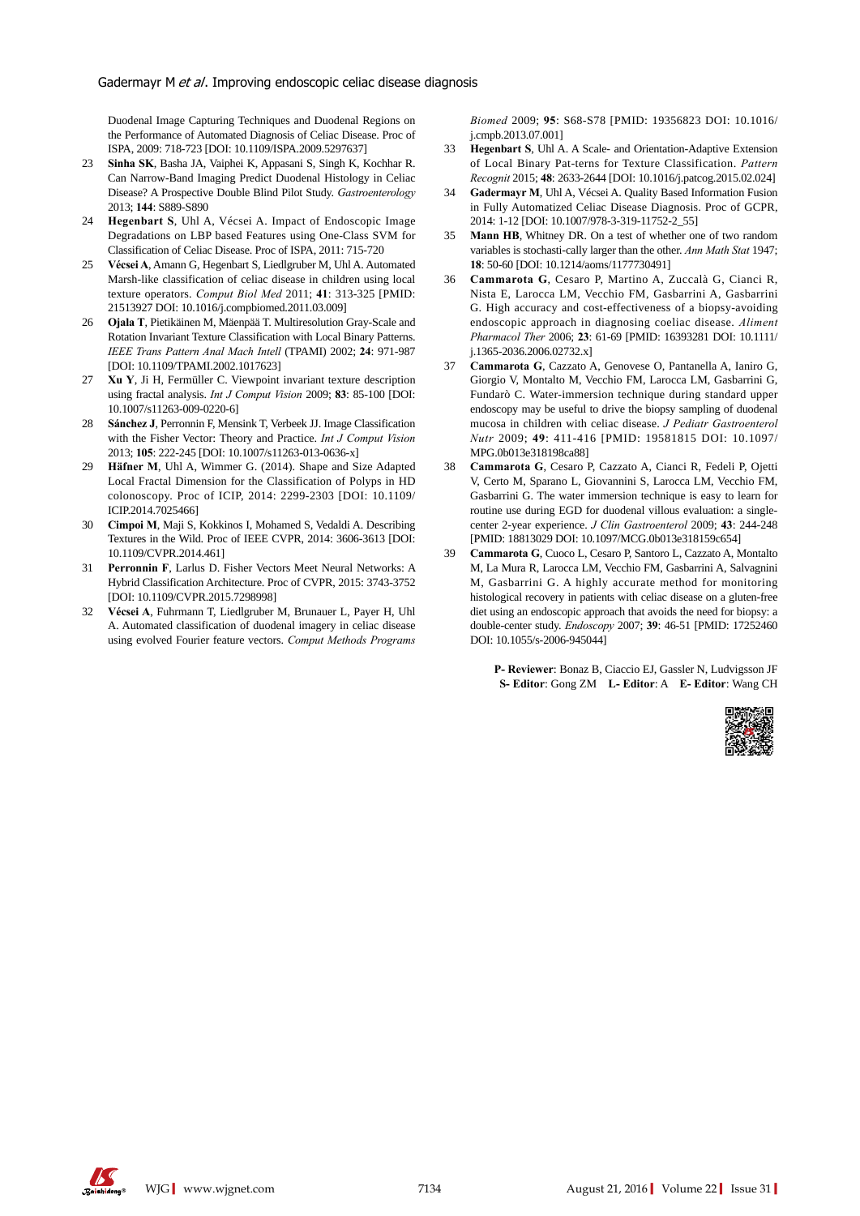Duodenal Image Capturing Techniques and Duodenal Regions on the Performance of Automated Diagnosis of Celiac Disease. Proc of ISPA, 2009: 718-723 [DOI: 10.1109/ISPA.2009.5297637]

23 **Sinha SK**, Basha JA, Vaiphei K, Appasani S, Singh K, Kochhar R. Can Narrow-Band Imaging Predict Duodenal Histology in Celiac Disease? A Prospective Double Blind Pilot Study. *Gastroenterology* 2013; **144**: S889-S890

24 **Hegenbart S**, Uhl A, Vécsei A. Impact of Endoscopic Image Degradations on LBP based Features using One-Class SVM for Classification of Celiac Disease. Proc of ISPA, 2011: 715-720

25 **Vécsei A**, Amann G, Hegenbart S, Liedlgruber M, Uhl A. Automated Marsh-like classification of celiac disease in children using local texture operators. *Comput Biol Med* 2011; **41**: 313-325 [PMID: 21513927 DOI: 10.1016/j.compbiomed.2011.03.009]

26 **Ojala T**, Pietikäinen M, Mäenpää T. Multiresolution Gray-Scale and Rotation Invariant Texture Classification with Local Binary Patterns. *IEEE Trans Pattern Anal Mach Intell* (TPAMI) 2002; **24**: 971-987 [DOI: 10.1109/TPAMI.2002.1017623]

27 **Xu Y**, Ji H, Fermüller C. Viewpoint invariant texture description using fractal analysis. *Int J Comput Vision* 2009; **83**: 85-100 [DOI: 10.1007/s11263-009-0220-6]

28 **Sánchez J**, Perronnin F, Mensink T, Verbeek JJ. Image Classification with the Fisher Vector: Theory and Practice. *Int J Comput Vision* 2013; **105**: 222-245 [DOI: 10.1007/s11263-013-0636-x]

29 **Häfner M**, Uhl A, Wimmer G. (2014). Shape and Size Adapted Local Fractal Dimension for the Classification of Polyps in HD colonoscopy. Proc of ICIP, 2014: 2299-2303 [DOI: 10.1109/ICIP.2014.7025466]

30 **Cimpoi M**, Maji S, Kokkinos I, Mohamed S, Vedaldi A. Describing Textures in the Wild. Proc of IEEE CVPR, 2014: 3606-3613 [DOI: 10.1109/CVPR.2014.461]

31 **Perronnin F**, Larlus D. Fisher Vectors Meet Neural Networks: A Hybrid Classification Architecture. Proc of CVPR, 2015: 3743-3752 [DOI: 10.1109/CVPR.2015.7298998]

32 **Vécsei A**, Fuhrmann T, Liedlgruber M, Brunauer L, Payer H, Uhl A. Automated classification of duodenal imagery in celiac disease using evolved Fourier feature vectors. *Comput Methods Programs Biomed* 2009; **95**: S68-S78 [PMID: 19356823 DOI: 10.1016/j.cmpb.2013.07.001]

33 **Hegenbart S**, Uhl A. A Scale- and Orientation-Adaptive Extension of Local Binary Pat-terns for Texture Classification. *Pattern Recognit* 2015; **48**: 2633-2644 [DOI: 10.1016/j.patcog.2015.02.024]

34 **Gadermayr M**, Uhl A, Vécsei A. Quality Based Information Fusion in Fully Automatized Celiac Disease Diagnosis. Proc of GCPR, 2014: 1-12 [DOI: 10.1007/978-3-319-11752-2_55]

35 **Mann HB**, Whitney DR. On a test of whether one of two random variables is stochasti-cally larger than the other. *Ann Math Stat* 1947; **18**: 50-60 [DOI: 10.1214/aoms/1177730491]

36 **Cammarota G**, Cesaro P, Martino A, Zuccalà G, Cianci R, Nista E, Larocca LM, Vecchio FM, Gasbarrini A, Gasbarrini G. High accuracy and cost-effectiveness of a biopsy-avoiding endoscopic approach in diagnosing coeliac disease. *Aliment Pharmacol Ther* 2006; **23**: 61-69 [PMID: 16393281 DOI: 10.1111/j.1365-2036.2006.02732.x]

37 **Cammarota G**, Cazzato A, Genovese O, Pantanella A, Ianiro G, Giorgio V, Montalto M, Vecchio FM, Larocca LM, Gasbarrini G, Fundarò C. Water-immersion technique during standard upper endoscopy may be useful to drive the biopsy sampling of duodenal mucosa in children with celiac disease. *J Pediatr Gastroenterol Nutr* 2009; **49**: 411-416 [PMID: 19581815 DOI: 10.1097/MPG.0b013e318198ca88]

38 **Cammarota G**, Cesaro P, Cazzato A, Cianci R, Fedeli P, Ojetti V, Certo M, Sparano L, Giovannini S, Larocca LM, Vecchio FM, Gasbarrini G. The water immersion technique is easy to learn for routine use during EGD for duodenal villous evaluation: a single-center 2-year experience. *J Clin Gastroenterol* 2009; **43**: 244-248 [PMID: 18813029 DOI: 10.1097/MCG.0b013e318159c654]

39 **Cammarota G**, Cuoco L, Cesaro P, Santoro L, Cazzato A, Montalto M, La Mura R, Larocca LM, Vecchio FM, Gasbarrini A, Salvagnini M, Gasbarrini G. A highly accurate method for monitoring histological recovery in patients with celiac disease on a gluten-free diet using an endoscopic approach that avoids the need for biopsy: a double-center study. *Endoscopy* 2007; **39**: 46-51 [PMID: 17252460 DOI: 10.1055/s-2006-945044]

**P- Reviewer**: Bonaz B, Ciaccio EJ, Gassler N, Ludvigsson JF
**S- Editor**: Gong ZM **L- Editor**: A **E- Editor**: Wang CH